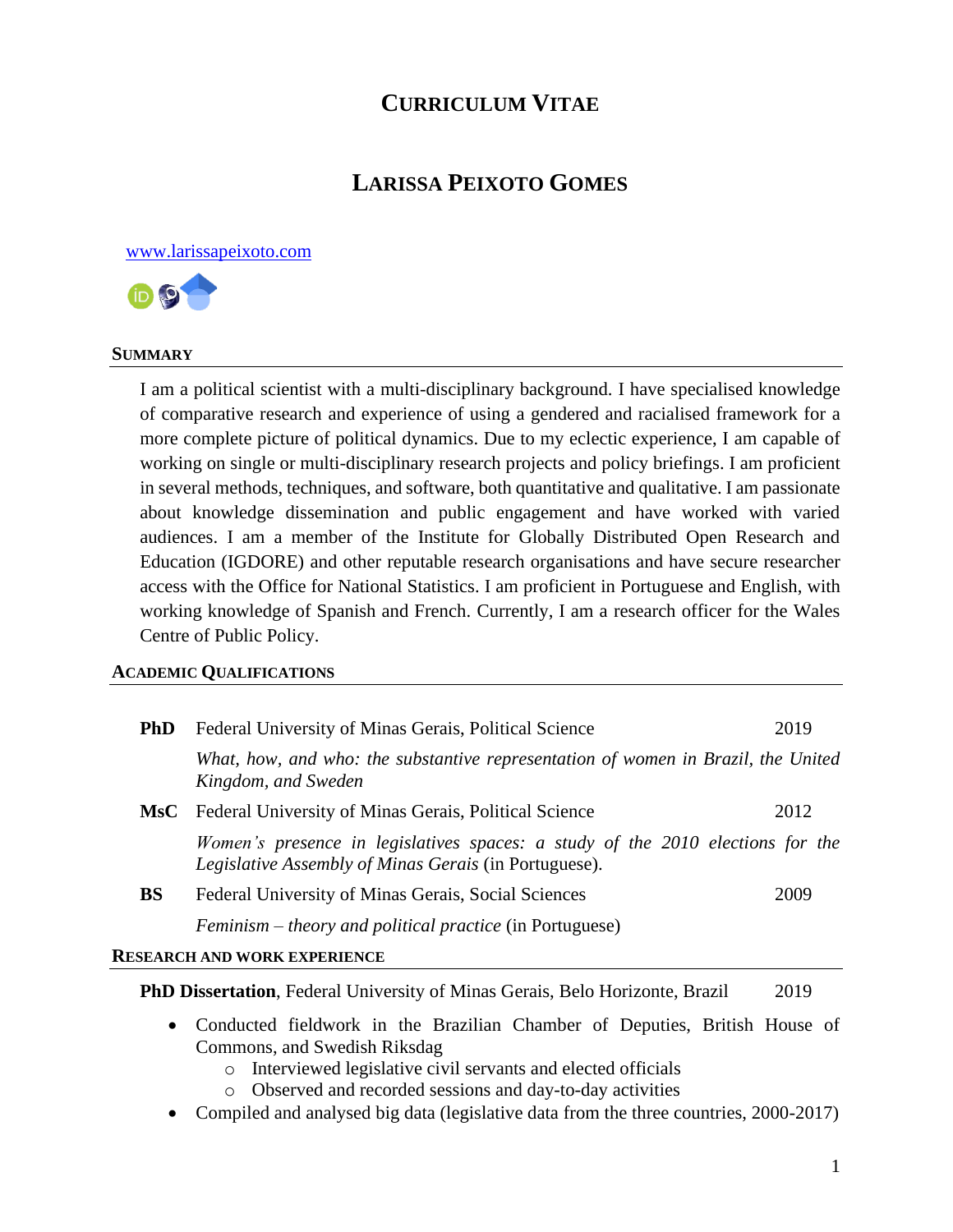# CURRICULUM VITAE

## LARISSA PEIXOTO GOMES

[www.larissapeixoto.com](http://www.larissapeixoto.com)

### SUMMARY

I am a political scientist with a multi-disciplinary background. I have specialised knowledge of comparative research and experience of using a gendered and racialised framework for a more complete picture of political dynamics. Due to my eclectic experience, I am capable of working on single or multi-disciplinary research projects and policy briefings. I am proficient in several methods, techniques, and software, both quantitative and qualitative. I am passionate about knowledge dissemination and public engagement and have worked with varied audiences. I am a member of the Institute for Globally Distributed Open Research and Education (IGDORE) and other reputable research organisations and have secure researcher access with the Office for National Statistics. I am proficient in Portuguese and English, with working knowledge of Spanish and French. Currently, I am a research officer for the Wales Centre of Public Policy.

### ACADEMIC QUALIFICATIONS

**PhD** Federal University of Minas Gerais, Political Science — 2019

*What, how, and who: the substantive representation of women in Brazil, the United Kingdom, and Sweden*

**MsC** Federal University of Minas Gerais, Political Science — 2012

*Women's presence in legislatives spaces: a study of the 2010 elections for the Legislative Assembly of Minas Gerais* (in Portuguese).

**BS** Federal University of Minas Gerais, Social Sciences — 2009

*Feminism – theory and political practice* (in Portuguese)

### RESEARCH AND WORK EXPERIENCE

**PhD Dissertation**, Federal University of Minas Gerais, Belo Horizonte, Brazil — 2019

- Conducted fieldwork in the Brazilian Chamber of Deputies, British House of Commons, and Swedish Riksdag
  - Interviewed legislative civil servants and elected officials
  - Observed and recorded sessions and day-to-day activities
- Compiled and analysed big data (legislative data from the three countries, 2000-2017)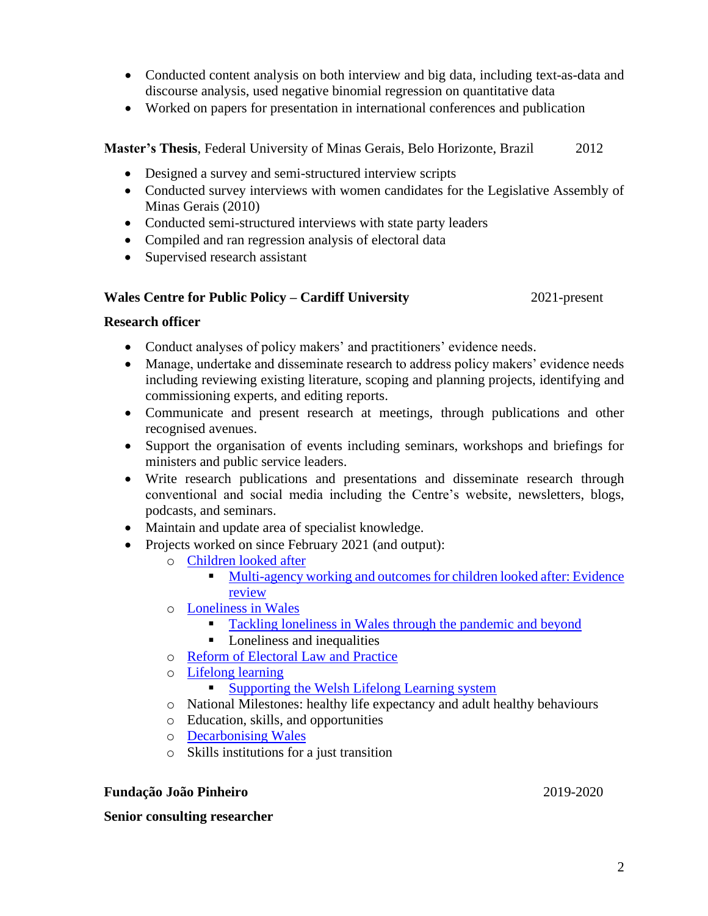- Conducted content analysis on both interview and big data, including text-as-data and discourse analysis, used negative binomial regression on quantitative data
- Worked on papers for presentation in international conferences and publication

**Master's Thesis**, Federal University of Minas Gerais, Belo Horizonte, Brazil 2012

- Designed a survey and semi-structured interview scripts
- Conducted survey interviews with women candidates for the Legislative Assembly of Minas Gerais (2010)
- Conducted semi-structured interviews with state party leaders
- Compiled and ran regression analysis of electoral data
- Supervised research assistant

**Wales Centre for Public Policy – Cardiff University** 2021-present

**Research officer**

- Conduct analyses of policy makers' and practitioners' evidence needs.
- Manage, undertake and disseminate research to address policy makers' evidence needs including reviewing existing literature, scoping and planning projects, identifying and commissioning experts, and editing reports.
- Communicate and present research at meetings, through publications and other recognised avenues.
- Support the organisation of events including seminars, workshops and briefings for ministers and public service leaders.
- Write research publications and presentations and disseminate research through conventional and social media including the Centre's website, newsletters, blogs, podcasts, and seminars.
- Maintain and update area of specialist knowledge.
- Projects worked on since February 2021 (and output):
  - Children looked after
    - Multi-agency working and outcomes for children looked after: Evidence review
  - Loneliness in Wales
    - Tackling loneliness in Wales through the pandemic and beyond
    - Loneliness and inequalities
  - Reform of Electoral Law and Practice
  - Lifelong learning
    - Supporting the Welsh Lifelong Learning system
  - National Milestones: healthy life expectancy and adult healthy behaviours
  - Education, skills, and opportunities
  - Decarbonising Wales
  - Skills institutions for a just transition

**Fundação João Pinheiro** 2019-2020

**Senior consulting researcher**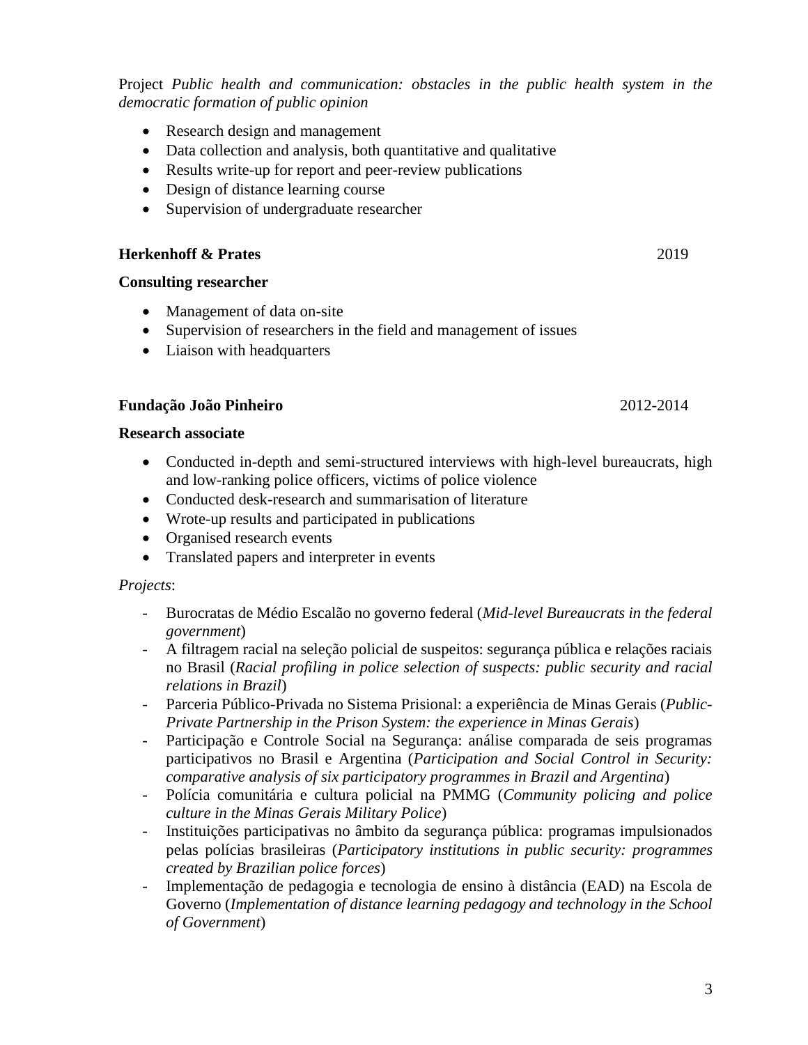Project *Public health and communication: obstacles in the public health system in the democratic formation of public opinion*

- Research design and management
- Data collection and analysis, both quantitative and qualitative
- Results write-up for report and peer-review publications
- Design of distance learning course
- Supervision of undergraduate researcher

**Herkenhoff & Prates** 2019

**Consulting researcher**

- Management of data on-site
- Supervision of researchers in the field and management of issues
- Liaison with headquarters

**Fundação João Pinheiro** 2012-2014

**Research associate**

- Conducted in-depth and semi-structured interviews with high-level bureaucrats, high and low-ranking police officers, victims of police violence
- Conducted desk-research and summarisation of literature
- Wrote-up results and participated in publications
- Organised research events
- Translated papers and interpreter in events

*Projects*:

- Burocratas de Médio Escalão no governo federal (*Mid-level Bureaucrats in the federal government*)
- A filtragem racial na seleção policial de suspeitos: segurança pública e relações raciais no Brasil (*Racial profiling in police selection of suspects: public security and racial relations in Brazil*)
- Parceria Público-Privada no Sistema Prisional: a experiência de Minas Gerais (*Public-Private Partnership in the Prison System: the experience in Minas Gerais*)
- Participação e Controle Social na Segurança: análise comparada de seis programas participativos no Brasil e Argentina (*Participation and Social Control in Security: comparative analysis of six participatory programmes in Brazil and Argentina*)
- Polícia comunitária e cultura policial na PMMG (*Community policing and police culture in the Minas Gerais Military Police*)
- Instituições participativas no âmbito da segurança pública: programas impulsionados pelas polícias brasileiras (*Participatory institutions in public security: programmes created by Brazilian police forces*)
- Implementação de pedagogia e tecnologia de ensino à distância (EAD) na Escola de Governo (*Implementation of distance learning pedagogy and technology in the School of Government*)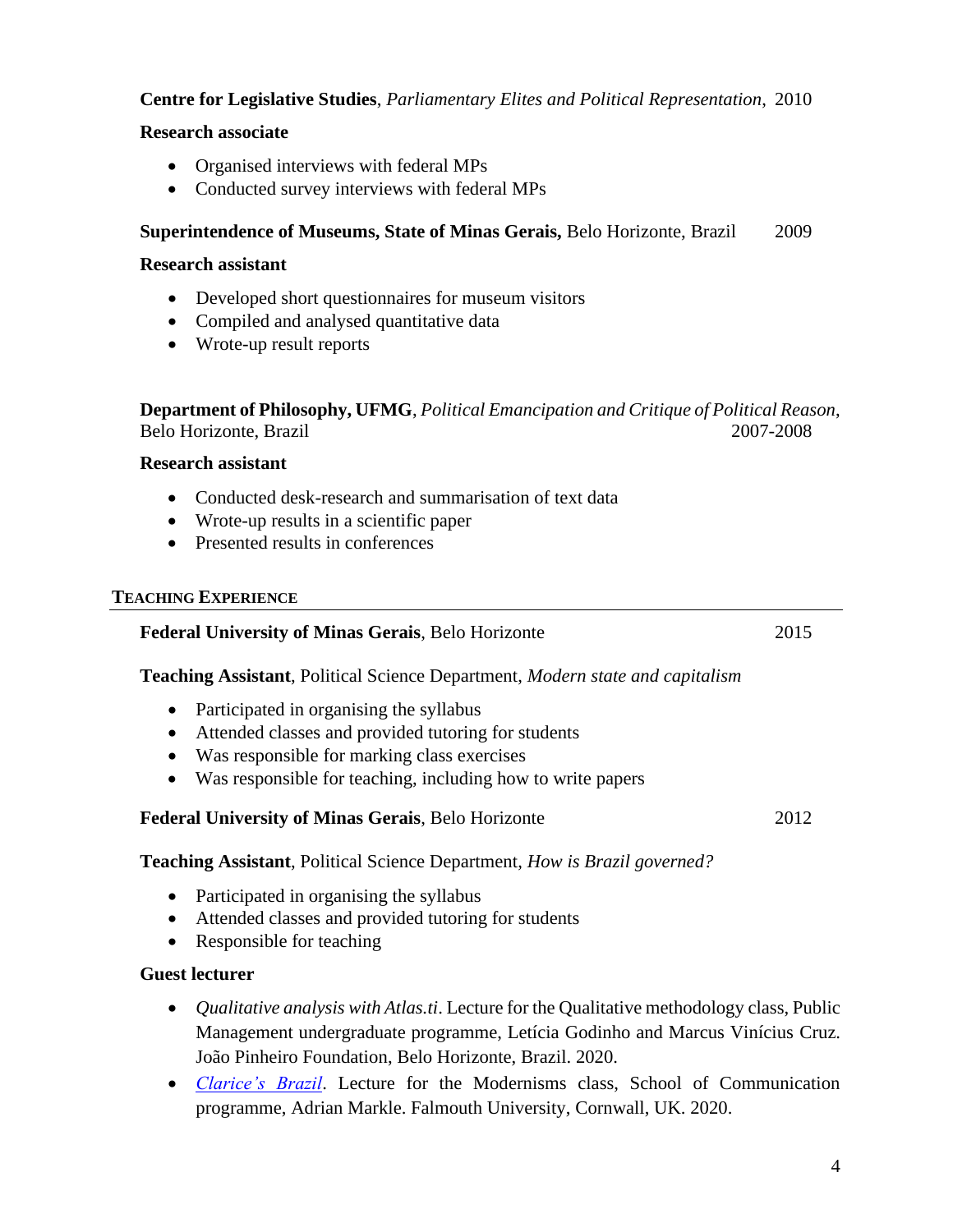**Centre for Legislative Studies**, *Parliamentary Elites and Political Representation*, 2010

**Research associate**

- Organised interviews with federal MPs
- Conducted survey interviews with federal MPs

**Superintendence of Museums, State of Minas Gerais,** Belo Horizonte, Brazil 2009

**Research assistant**

- Developed short questionnaires for museum visitors
- Compiled and analysed quantitative data
- Wrote-up result reports

**Department of Philosophy, UFMG**, *Political Emancipation and Critique of Political Reason*, Belo Horizonte, Brazil 2007-2008

**Research assistant**

- Conducted desk-research and summarisation of text data
- Wrote-up results in a scientific paper
- Presented results in conferences

## Teaching Experience

**Federal University of Minas Gerais**, Belo Horizonte 2015

**Teaching Assistant**, Political Science Department, *Modern state and capitalism*

- Participated in organising the syllabus
- Attended classes and provided tutoring for students
- Was responsible for marking class exercises
- Was responsible for teaching, including how to write papers

**Federal University of Minas Gerais**, Belo Horizonte 2012

**Teaching Assistant**, Political Science Department, *How is Brazil governed?*

- Participated in organising the syllabus
- Attended classes and provided tutoring for students
- Responsible for teaching

**Guest lecturer**

- *Qualitative analysis with Atlas.ti*. Lecture for the Qualitative methodology class, Public Management undergraduate programme, Letícia Godinho and Marcus Vinícius Cruz. João Pinheiro Foundation, Belo Horizonte, Brazil. 2020.
- *Clarice's Brazil*. Lecture for the Modernisms class, School of Communication programme, Adrian Markle. Falmouth University, Cornwall, UK. 2020.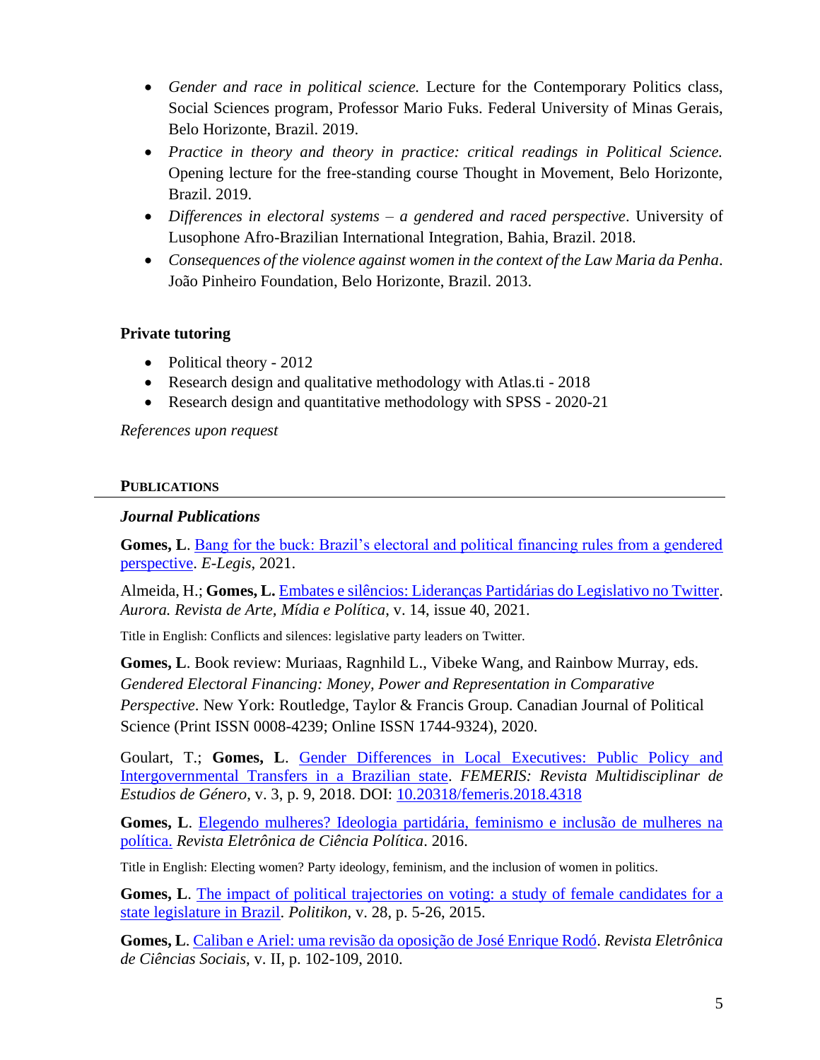- *Gender and race in political science.* Lecture for the Contemporary Politics class, Social Sciences program, Professor Mario Fuks. Federal University of Minas Gerais, Belo Horizonte, Brazil. 2019.
- *Practice in theory and theory in practice: critical readings in Political Science.* Opening lecture for the free-standing course Thought in Movement, Belo Horizonte, Brazil. 2019.
- *Differences in electoral systems – a gendered and raced perspective*. University of Lusophone Afro-Brazilian International Integration, Bahia, Brazil. 2018.
- *Consequences of the violence against women in the context of the Law Maria da Penha*. João Pinheiro Foundation, Belo Horizonte, Brazil. 2013.

**Private tutoring**

- Political theory - 2012
- Research design and qualitative methodology with Atlas.ti - 2018
- Research design and quantitative methodology with SPSS - 2020-21

*References upon request*

## PUBLICATIONS

### *Journal Publications*

**Gomes, L**. Bang for the buck: Brazil's electoral and political financing rules from a gendered perspective. *E-Legis*, 2021.

Almeida, H.; **Gomes, L.** Embates e silêncios: Lideranças Partidárias do Legislativo no Twitter. *Aurora. Revista de Arte, Mídia e Política*, v. 14, issue 40, 2021.

Title in English: Conflicts and silences: legislative party leaders on Twitter.

**Gomes, L**. Book review: Muriaas, Ragnhild L., Vibeke Wang, and Rainbow Murray, eds. *Gendered Electoral Financing: Money, Power and Representation in Comparative Perspective*. New York: Routledge, Taylor & Francis Group. Canadian Journal of Political Science (Print ISSN 0008-4239; Online ISSN 1744-9324), 2020.

Goulart, T.; **Gomes, L**. Gender Differences in Local Executives: Public Policy and Intergovernmental Transfers in a Brazilian state. *FEMERIS: Revista Multidisciplinar de Estudios de Género*, v. 3, p. 9, 2018. DOI: 10.20318/femeris.2018.4318

**Gomes, L**. Elegendo mulheres? Ideologia partidária, feminismo e inclusão de mulheres na política. *Revista Eletrônica de Ciência Política*. 2016.

Title in English: Electing women? Party ideology, feminism, and the inclusion of women in politics.

**Gomes, L**. The impact of political trajectories on voting: a study of female candidates for a state legislature in Brazil. *Politikon*, v. 28, p. 5-26, 2015.

**Gomes, L**. Caliban e Ariel: uma revisão da oposição de José Enrique Rodó. *Revista Eletrônica de Ciências Sociais*, v. II, p. 102-109, 2010.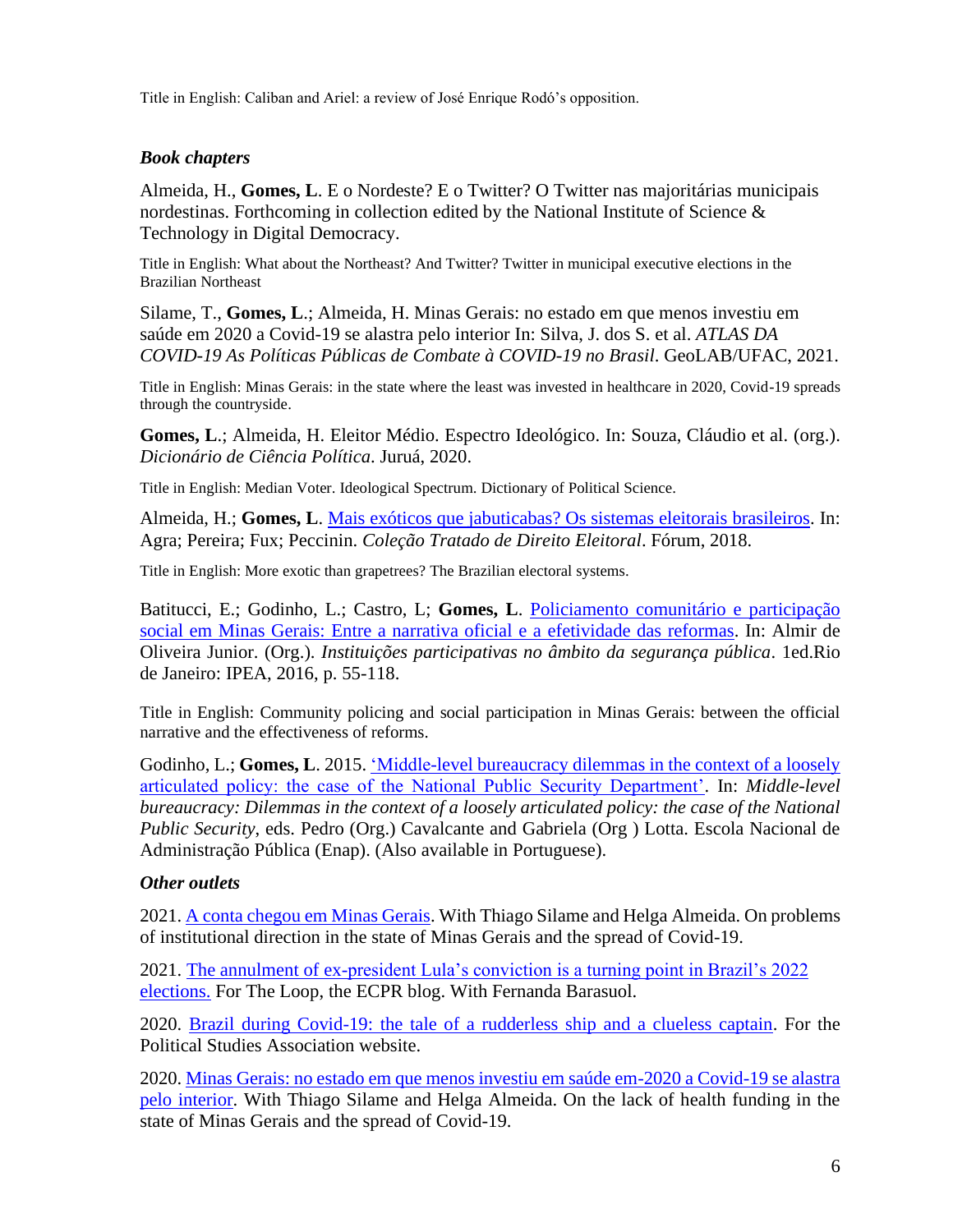Title in English: Caliban and Ariel: a review of José Enrique Rodó's opposition.

### *Book chapters*

Almeida, H., **Gomes, L**. E o Nordeste? E o Twitter? O Twitter nas majoritárias municipais nordestinas. Forthcoming in collection edited by the National Institute of Science & Technology in Digital Democracy.

Title in English: What about the Northeast? And Twitter? Twitter in municipal executive elections in the Brazilian Northeast

Silame, T., **Gomes, L**.; Almeida, H. Minas Gerais: no estado em que menos investiu em saúde em 2020 a Covid-19 se alastra pelo interior In: Silva, J. dos S. et al. *ATLAS DA COVID-19 As Políticas Públicas de Combate à COVID-19 no Brasil*. GeoLAB/UFAC, 2021.

Title in English: Minas Gerais: in the state where the least was invested in healthcare in 2020, Covid-19 spreads through the countryside.

**Gomes, L**.; Almeida, H. Eleitor Médio. Espectro Ideológico. In: Souza, Cláudio et al. (org.). *Dicionário de Ciência Política*. Juruá, 2020.

Title in English: Median Voter. Ideological Spectrum. Dictionary of Political Science.

Almeida, H.; **Gomes, L**. Mais exóticos que jabuticabas? Os sistemas eleitorais brasileiros. In: Agra; Pereira; Fux; Peccinin. *Coleção Tratado de Direito Eleitoral*. Fórum, 2018.

Title in English: More exotic than grapetrees? The Brazilian electoral systems.

Batitucci, E.; Godinho, L.; Castro, L; **Gomes, L**. Policiamento comunitário e participação social em Minas Gerais: Entre a narrativa oficial e a efetividade das reformas. In: Almir de Oliveira Junior. (Org.). *Instituições participativas no âmbito da segurança pública*. 1ed.Rio de Janeiro: IPEA, 2016, p. 55-118.

Title in English: Community policing and social participation in Minas Gerais: between the official narrative and the effectiveness of reforms.

Godinho, L.; **Gomes, L**. 2015. 'Middle-level bureaucracy dilemmas in the context of a loosely articulated policy: the case of the National Public Security Department'. In: *Middle-level bureaucracy: Dilemmas in the context of a loosely articulated policy: the case of the National Public Security*, eds. Pedro (Org.) Cavalcante and Gabriela (Org ) Lotta. Escola Nacional de Administração Pública (Enap). (Also available in Portuguese).

### *Other outlets*

2021. A conta chegou em Minas Gerais. With Thiago Silame and Helga Almeida. On problems of institutional direction in the state of Minas Gerais and the spread of Covid-19.

2021. The annulment of ex-president Lula's conviction is a turning point in Brazil's 2022 elections. For The Loop, the ECPR blog. With Fernanda Barasuol.

2020. Brazil during Covid-19: the tale of a rudderless ship and a clueless captain. For the Political Studies Association website.

2020. Minas Gerais: no estado em que menos investiu em saúde em-2020 a Covid-19 se alastra pelo interior. With Thiago Silame and Helga Almeida. On the lack of health funding in the state of Minas Gerais and the spread of Covid-19.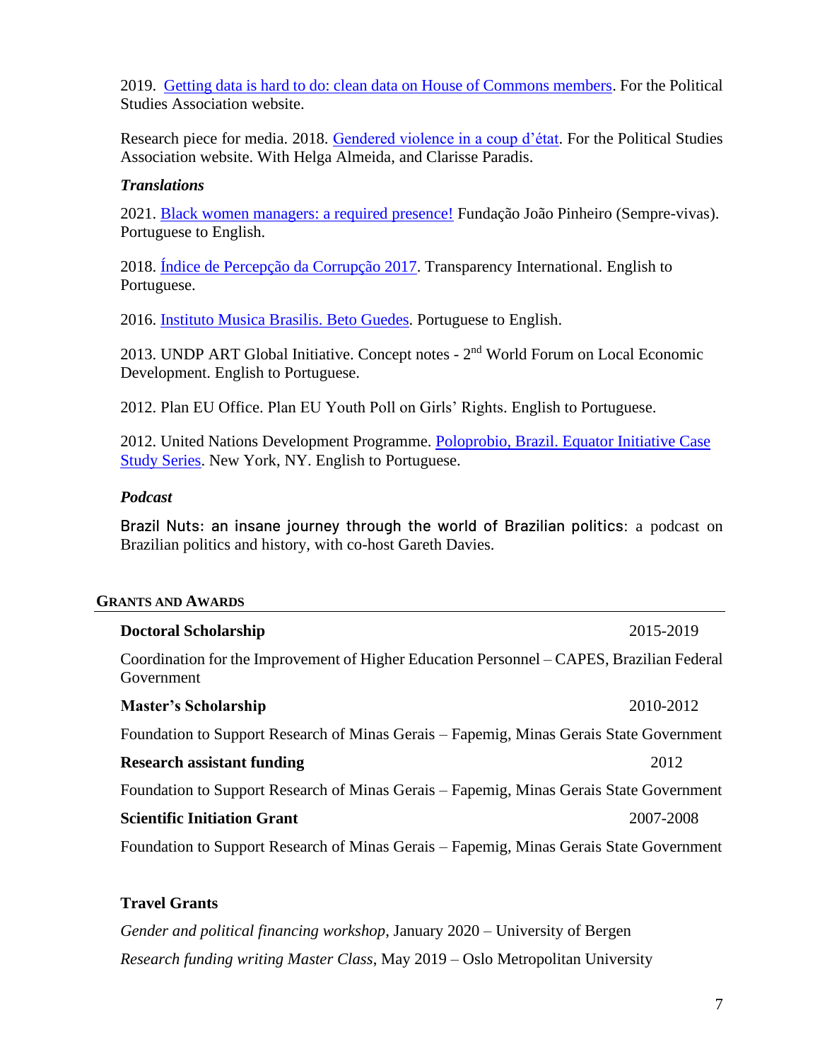2019. [Getting data is hard to do: clean data on House of Commons members]. For the Political Studies Association website.

Research piece for media. 2018. [Gendered violence in a coup d'état]. For the Political Studies Association website. With Helga Almeida, and Clarisse Paradis.

### *Translations*

2021. [Black women managers: a required presence!] Fundação João Pinheiro (Sempre-vivas). Portuguese to English.

2018. [Índice de Percepção da Corrupção 2017]. Transparency International. English to Portuguese.

2016. [Instituto Musica Brasilis. Beto Guedes]. Portuguese to English.

2013. UNDP ART Global Initiative. Concept notes - 2nd World Forum on Local Economic Development. English to Portuguese.

2012. Plan EU Office. Plan EU Youth Poll on Girls' Rights. English to Portuguese.

2012. United Nations Development Programme. [Poloprobio, Brazil. Equator Initiative Case Study Series]. New York, NY. English to Portuguese.

### *Podcast*

Brazil Nuts: an insane journey through the world of Brazilian politics: a podcast on Brazilian politics and history, with co-host Gareth Davies.

## GRANTS AND AWARDS

**Doctoral Scholarship** 2015-2019

Coordination for the Improvement of Higher Education Personnel – CAPES, Brazilian Federal Government

**Master's Scholarship** 2010-2012

Foundation to Support Research of Minas Gerais – Fapemig, Minas Gerais State Government

**Research assistant funding** 2012

Foundation to Support Research of Minas Gerais – Fapemig, Minas Gerais State Government

**Scientific Initiation Grant** 2007-2008

Foundation to Support Research of Minas Gerais – Fapemig, Minas Gerais State Government

**Travel Grants**

*Gender and political financing workshop*, January 2020 – University of Bergen

*Research funding writing Master Class*, May 2019 – Oslo Metropolitan University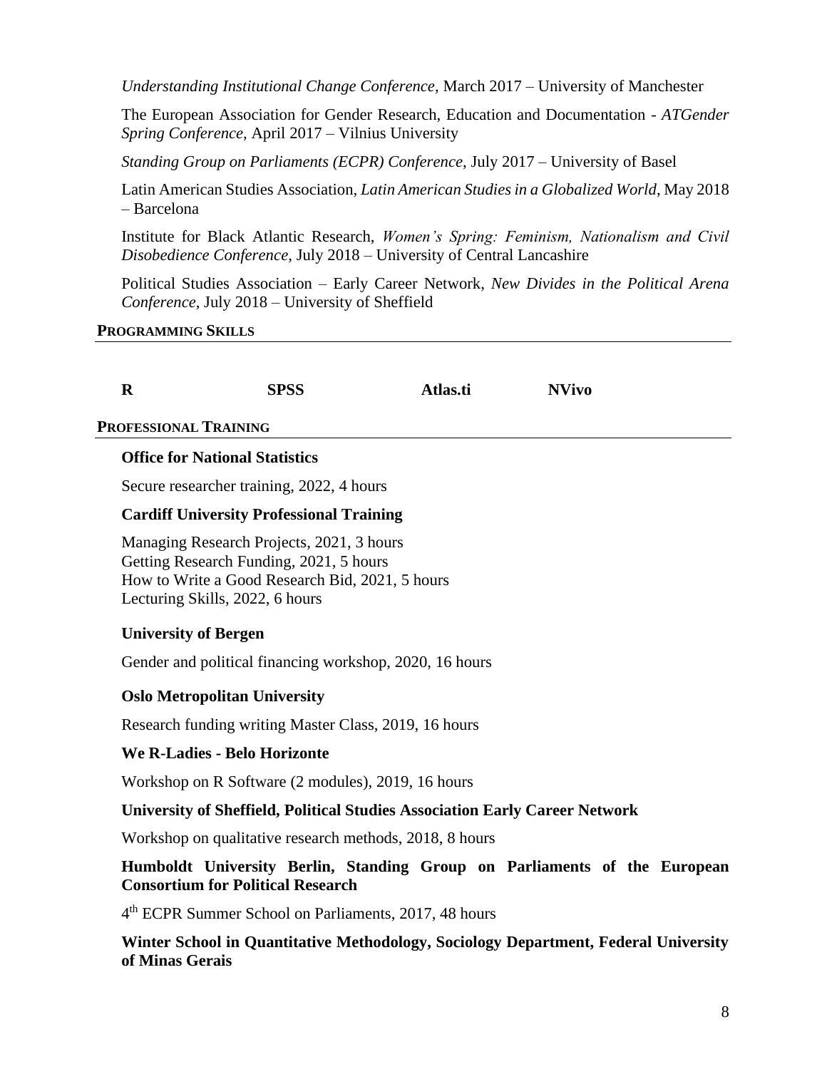*Understanding Institutional Change Conference*, March 2017 – University of Manchester

The European Association for Gender Research, Education and Documentation - *ATGender Spring Conference*, April 2017 – Vilnius University

*Standing Group on Parliaments (ECPR) Conference*, July 2017 – University of Basel

Latin American Studies Association, *Latin American Studies in a Globalized World*, May 2018 – Barcelona

Institute for Black Atlantic Research, *Women's Spring: Feminism, Nationalism and Civil Disobedience Conference*, July 2018 – University of Central Lancashire

Political Studies Association – Early Career Network, *New Divides in the Political Arena Conference*, July 2018 – University of Sheffield

## PROGRAMMING SKILLS

**R** **SPSS** **Atlas.ti** **NVivo**

## PROFESSIONAL TRAINING

**Office for National Statistics**

Secure researcher training, 2022, 4 hours

**Cardiff University Professional Training**

Managing Research Projects, 2021, 3 hours
Getting Research Funding, 2021, 5 hours
How to Write a Good Research Bid, 2021, 5 hours
Lecturing Skills, 2022, 6 hours

**University of Bergen**

Gender and political financing workshop, 2020, 16 hours

**Oslo Metropolitan University**

Research funding writing Master Class, 2019, 16 hours

**We R-Ladies - Belo Horizonte**

Workshop on R Software (2 modules), 2019, 16 hours

**University of Sheffield, Political Studies Association Early Career Network**

Workshop on qualitative research methods, 2018, 8 hours

**Humboldt University Berlin, Standing Group on Parliaments of the European Consortium for Political Research**

4th ECPR Summer School on Parliaments, 2017, 48 hours

**Winter School in Quantitative Methodology, Sociology Department, Federal University of Minas Gerais**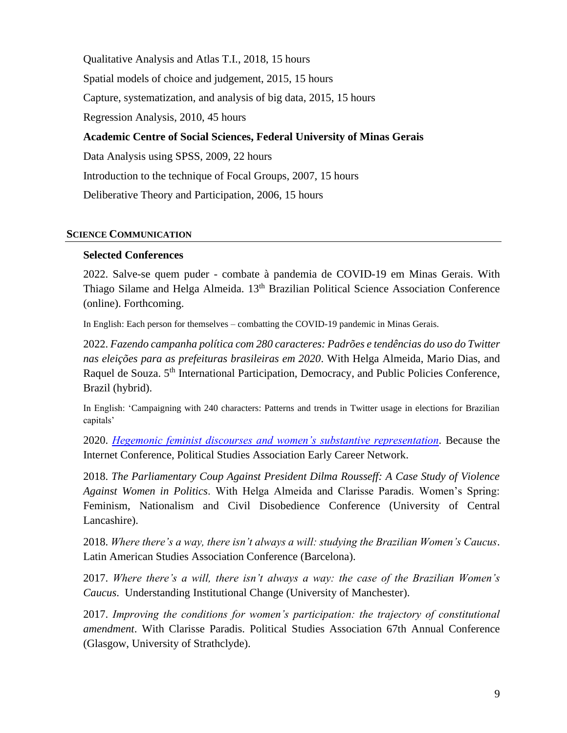Qualitative Analysis and Atlas T.I., 2018, 15 hours

Spatial models of choice and judgement, 2015, 15 hours

Capture, systematization, and analysis of big data, 2015, 15 hours

Regression Analysis, 2010, 45 hours

**Academic Centre of Social Sciences, Federal University of Minas Gerais**

Data Analysis using SPSS, 2009, 22 hours

Introduction to the technique of Focal Groups, 2007, 15 hours

Deliberative Theory and Participation, 2006, 15 hours

## SCIENCE COMMUNICATION

**Selected Conferences**

2022. Salve-se quem puder - combate à pandemia de COVID-19 em Minas Gerais. With Thiago Silame and Helga Almeida. 13th Brazilian Political Science Association Conference (online). Forthcoming.

In English: Each person for themselves – combatting the COVID-19 pandemic in Minas Gerais.

2022. *Fazendo campanha política com 280 caracteres: Padrões e tendências do uso do Twitter nas eleições para as prefeituras brasileiras em 2020*. With Helga Almeida, Mario Dias, and Raquel de Souza. 5th International Participation, Democracy, and Public Policies Conference, Brazil (hybrid).

In English: 'Campaigning with 240 characters: Patterns and trends in Twitter usage in elections for Brazilian capitals'

2020. *Hegemonic feminist discourses and women's substantive representation*. Because the Internet Conference, Political Studies Association Early Career Network.

2018. *The Parliamentary Coup Against President Dilma Rousseff: A Case Study of Violence Against Women in Politics*. With Helga Almeida and Clarisse Paradis. Women's Spring: Feminism, Nationalism and Civil Disobedience Conference (University of Central Lancashire).

2018. *Where there's a way, there isn't always a will: studying the Brazilian Women's Caucus*. Latin American Studies Association Conference (Barcelona).

2017. *Where there's a will, there isn't always a way: the case of the Brazilian Women's Caucus*. Understanding Institutional Change (University of Manchester).

2017. *Improving the conditions for women's participation: the trajectory of constitutional amendment*. With Clarisse Paradis. Political Studies Association 67th Annual Conference (Glasgow, University of Strathclyde).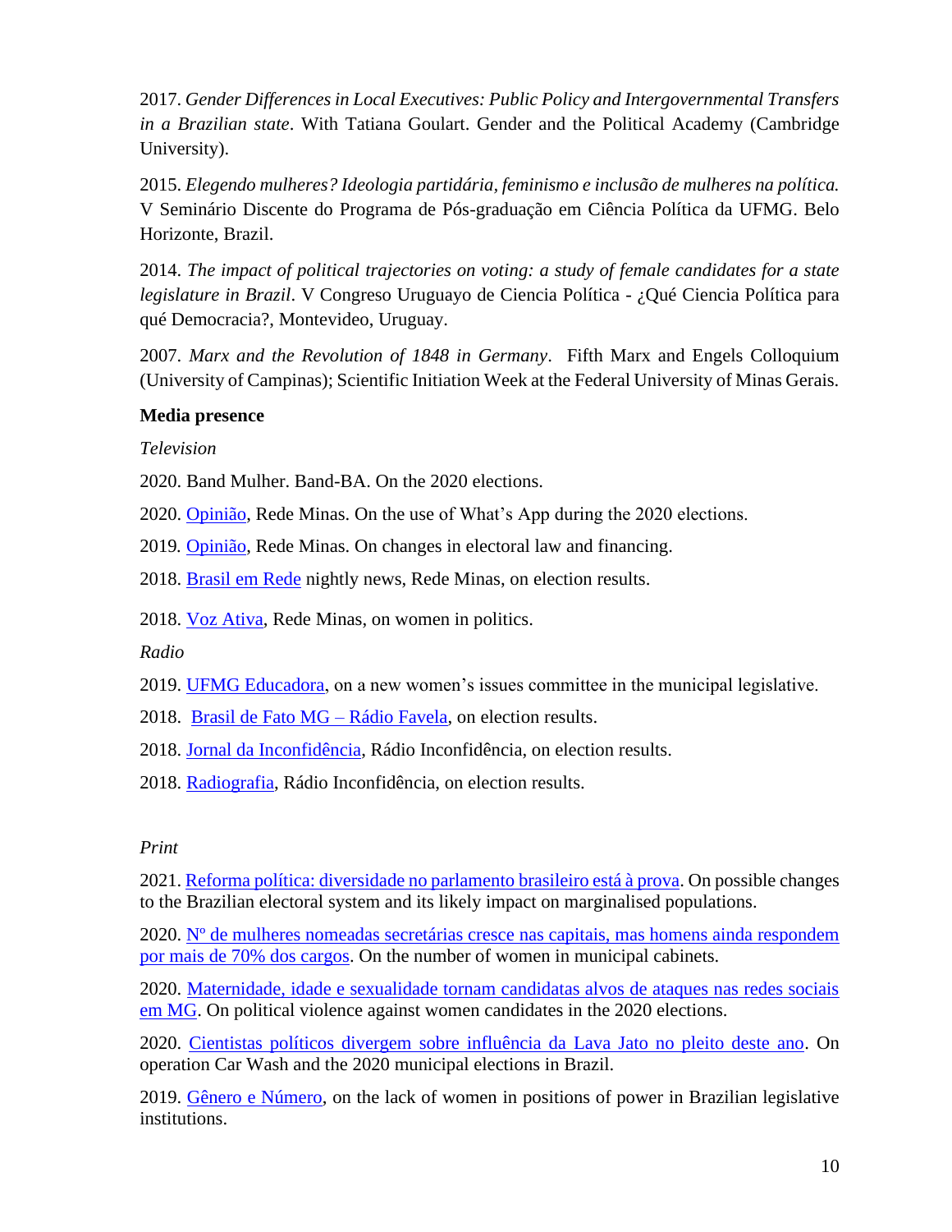2017. *Gender Differences in Local Executives: Public Policy and Intergovernmental Transfers in a Brazilian state*. With Tatiana Goulart. Gender and the Political Academy (Cambridge University).

2015. *Elegendo mulheres? Ideologia partidária, feminismo e inclusão de mulheres na política.* V Seminário Discente do Programa de Pós-graduação em Ciência Política da UFMG. Belo Horizonte, Brazil.

2014. *The impact of political trajectories on voting: a study of female candidates for a state legislature in Brazil*. V Congreso Uruguayo de Ciencia Política - ¿Qué Ciencia Política para qué Democracia?, Montevideo, Uruguay.

2007. *Marx and the Revolution of 1848 in Germany*. Fifth Marx and Engels Colloquium (University of Campinas); Scientific Initiation Week at the Federal University of Minas Gerais.

**Media presence**

*Television*

2020. Band Mulher. Band-BA. On the 2020 elections.

2020. Opinião, Rede Minas. On the use of What's App during the 2020 elections.

2019. Opinião, Rede Minas. On changes in electoral law and financing.

2018. Brasil em Rede nightly news, Rede Minas, on election results.

2018. Voz Ativa, Rede Minas, on women in politics.

*Radio*

2019. UFMG Educadora, on a new women's issues committee in the municipal legislative.

2018. Brasil de Fato MG – Rádio Favela, on election results.

2018. Jornal da Inconfidência, Rádio Inconfidência, on election results.

2018. Radiografia, Rádio Inconfidência, on election results.

*Print*

2021. Reforma política: diversidade no parlamento brasileiro está à prova. On possible changes to the Brazilian electoral system and its likely impact on marginalised populations.

2020. Nº de mulheres nomeadas secretárias cresce nas capitais, mas homens ainda respondem por mais de 70% dos cargos. On the number of women in municipal cabinets.

2020. Maternidade, idade e sexualidade tornam candidatas alvos de ataques nas redes sociais em MG. On political violence against women candidates in the 2020 elections.

2020. Cientistas políticos divergem sobre influência da Lava Jato no pleito deste ano. On operation Car Wash and the 2020 municipal elections in Brazil.

2019. Gênero e Número, on the lack of women in positions of power in Brazilian legislative institutions.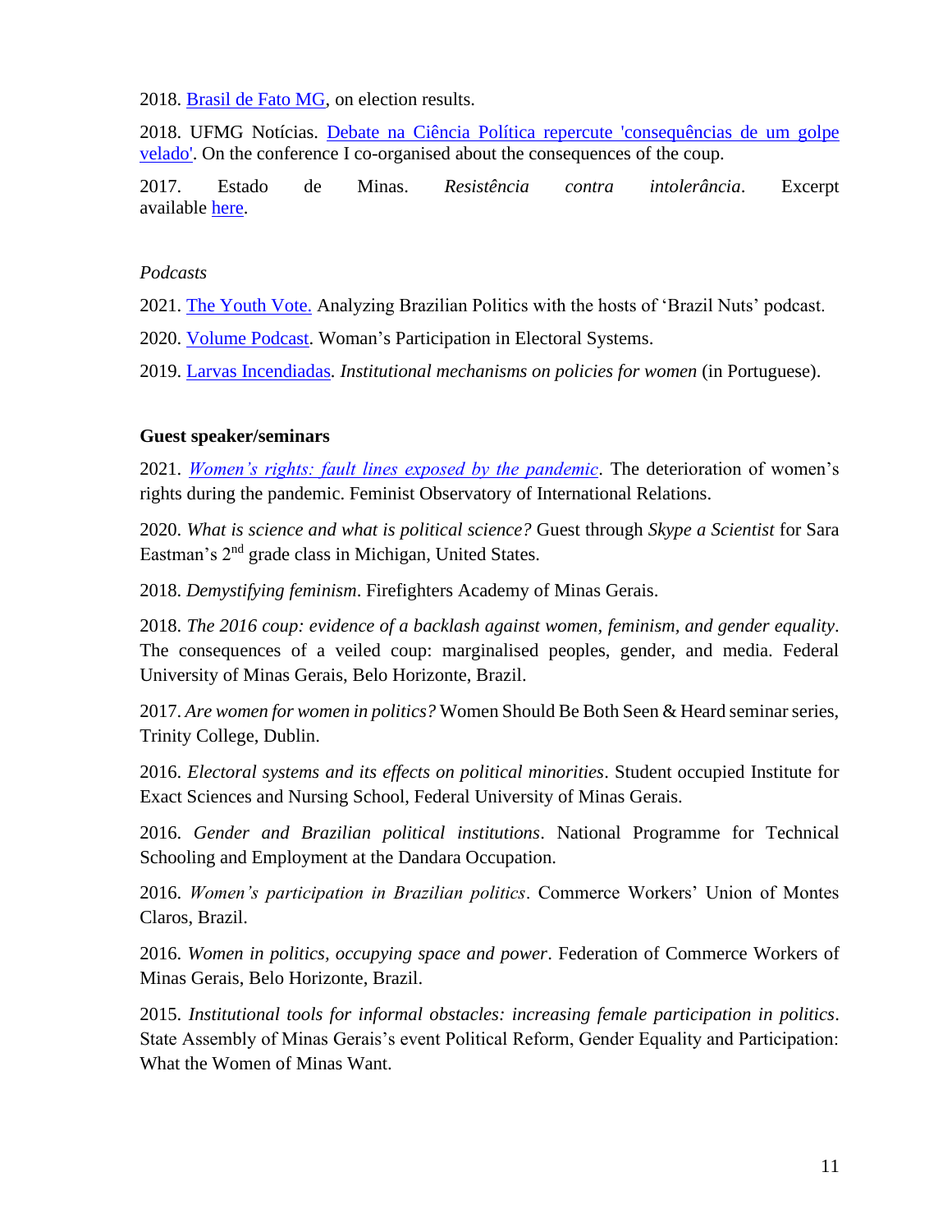2018. Brasil de Fato MG, on election results.

2018. UFMG Notícias. Debate na Ciência Política repercute 'consequências de um golpe velado'. On the conference I co-organised about the consequences of the coup.

2017. Estado de Minas. *Resistência contra intolerância*. Excerpt available here.

*Podcasts*

2021. The Youth Vote. Analyzing Brazilian Politics with the hosts of 'Brazil Nuts' podcast.

2020. Volume Podcast. Woman's Participation in Electoral Systems.

2019. Larvas Incendiadas. *Institutional mechanisms on policies for women* (in Portuguese).

**Guest speaker/seminars**

2021. *Women's rights: fault lines exposed by the pandemic*. The deterioration of women's rights during the pandemic. Feminist Observatory of International Relations.

2020. *What is science and what is political science?* Guest through *Skype a Scientist* for Sara Eastman's 2nd grade class in Michigan, United States.

2018. *Demystifying feminism*. Firefighters Academy of Minas Gerais.

2018. *The 2016 coup: evidence of a backlash against women, feminism, and gender equality*. The consequences of a veiled coup: marginalised peoples, gender, and media. Federal University of Minas Gerais, Belo Horizonte, Brazil.

2017. *Are women for women in politics?* Women Should Be Both Seen & Heard seminar series, Trinity College, Dublin.

2016. *Electoral systems and its effects on political minorities*. Student occupied Institute for Exact Sciences and Nursing School, Federal University of Minas Gerais.

2016. *Gender and Brazilian political institutions*. National Programme for Technical Schooling and Employment at the Dandara Occupation.

2016. *Women's participation in Brazilian politics*. Commerce Workers' Union of Montes Claros, Brazil.

2016. *Women in politics, occupying space and power*. Federation of Commerce Workers of Minas Gerais, Belo Horizonte, Brazil.

2015. *Institutional tools for informal obstacles: increasing female participation in politics*. State Assembly of Minas Gerais's event Political Reform, Gender Equality and Participation: What the Women of Minas Want.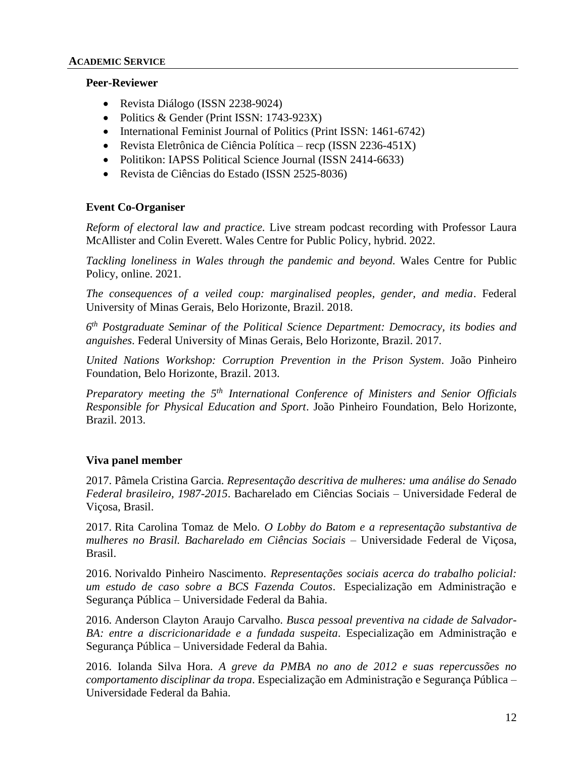## ACADEMIC SERVICE

### Peer-Reviewer

- Revista Diálogo (ISSN 2238-9024)
- Politics & Gender (Print ISSN: 1743-923X)
- International Feminist Journal of Politics (Print ISSN: 1461-6742)
- Revista Eletrônica de Ciência Política – recp (ISSN 2236-451X)
- Politikon: IAPSS Political Science Journal (ISSN 2414-6633)
- Revista de Ciências do Estado (ISSN 2525-8036)

### Event Co-Organiser

*Reform of electoral law and practice.* Live stream podcast recording with Professor Laura McAllister and Colin Everett. Wales Centre for Public Policy, hybrid. 2022.

*Tackling loneliness in Wales through the pandemic and beyond.* Wales Centre for Public Policy, online. 2021.

*The consequences of a veiled coup: marginalised peoples, gender, and media*. Federal University of Minas Gerais, Belo Horizonte, Brazil. 2018.

*6th Postgraduate Seminar of the Political Science Department: Democracy, its bodies and anguishes*. Federal University of Minas Gerais, Belo Horizonte, Brazil. 2017.

*United Nations Workshop: Corruption Prevention in the Prison System*. João Pinheiro Foundation, Belo Horizonte, Brazil. 2013.

*Preparatory meeting the 5th International Conference of Ministers and Senior Officials Responsible for Physical Education and Sport*. João Pinheiro Foundation, Belo Horizonte, Brazil. 2013.

### Viva panel member

2017. Pâmela Cristina Garcia. *Representação descritiva de mulheres: uma análise do Senado Federal brasileiro, 1987-2015*. Bacharelado em Ciências Sociais – Universidade Federal de Viçosa, Brasil.

2017. Rita Carolina Tomaz de Melo. *O Lobby do Batom e a representação substantiva de mulheres no Brasil. Bacharelado em Ciências Sociais* – Universidade Federal de Viçosa, Brasil.

2016. Norivaldo Pinheiro Nascimento. *Representações sociais acerca do trabalho policial: um estudo de caso sobre a BCS Fazenda Coutos*. Especialização em Administração e Segurança Pública – Universidade Federal da Bahia.

2016. Anderson Clayton Araujo Carvalho. *Busca pessoal preventiva na cidade de Salvador-BA: entre a discricionaridade e a fundada suspeita*. Especialização em Administração e Segurança Pública – Universidade Federal da Bahia.

2016. Iolanda Silva Hora. *A greve da PMBA no ano de 2012 e suas repercussões no comportamento disciplinar da tropa*. Especialização em Administração e Segurança Pública – Universidade Federal da Bahia.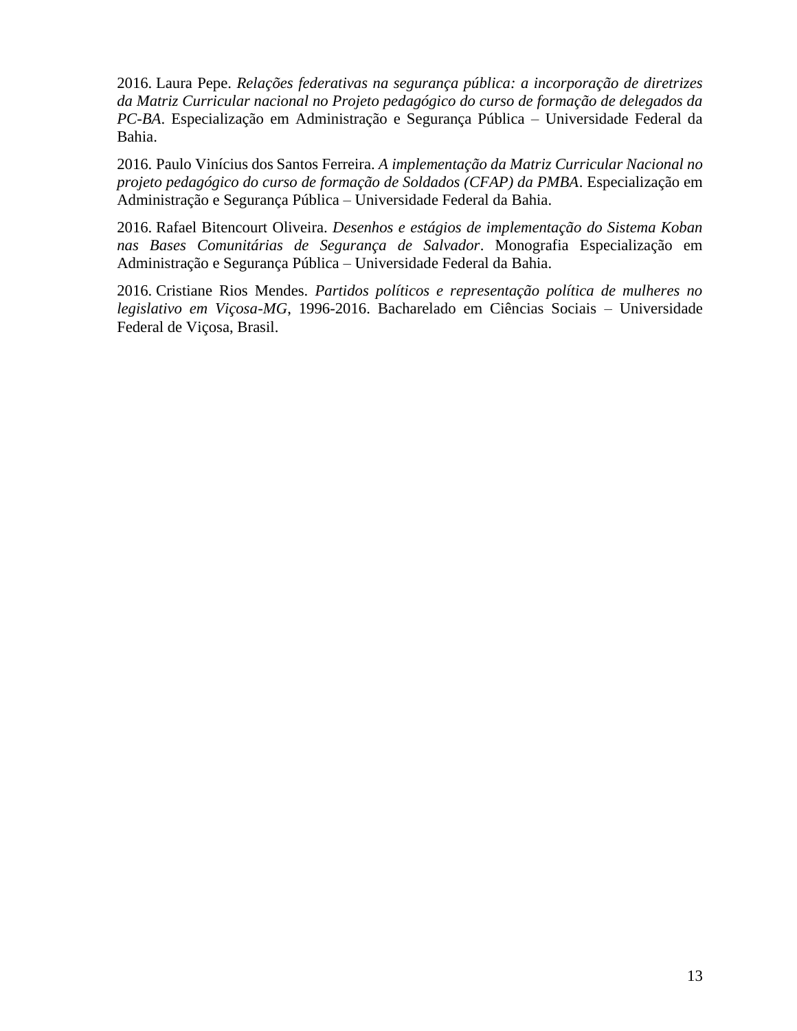2016. Laura Pepe. *Relações federativas na segurança pública: a incorporação de diretrizes da Matriz Curricular nacional no Projeto pedagógico do curso de formação de delegados da PC-BA*. Especialização em Administração e Segurança Pública – Universidade Federal da Bahia.

2016. Paulo Vinícius dos Santos Ferreira. *A implementação da Matriz Curricular Nacional no projeto pedagógico do curso de formação de Soldados (CFAP) da PMBA*. Especialização em Administração e Segurança Pública – Universidade Federal da Bahia.

2016. Rafael Bitencourt Oliveira. *Desenhos e estágios de implementação do Sistema Koban nas Bases Comunitárias de Segurança de Salvador*. Monografia Especialização em Administração e Segurança Pública – Universidade Federal da Bahia.

2016. Cristiane Rios Mendes. *Partidos políticos e representação política de mulheres no legislativo em Viçosa-MG*, 1996-2016. Bacharelado em Ciências Sociais – Universidade Federal de Viçosa, Brasil.